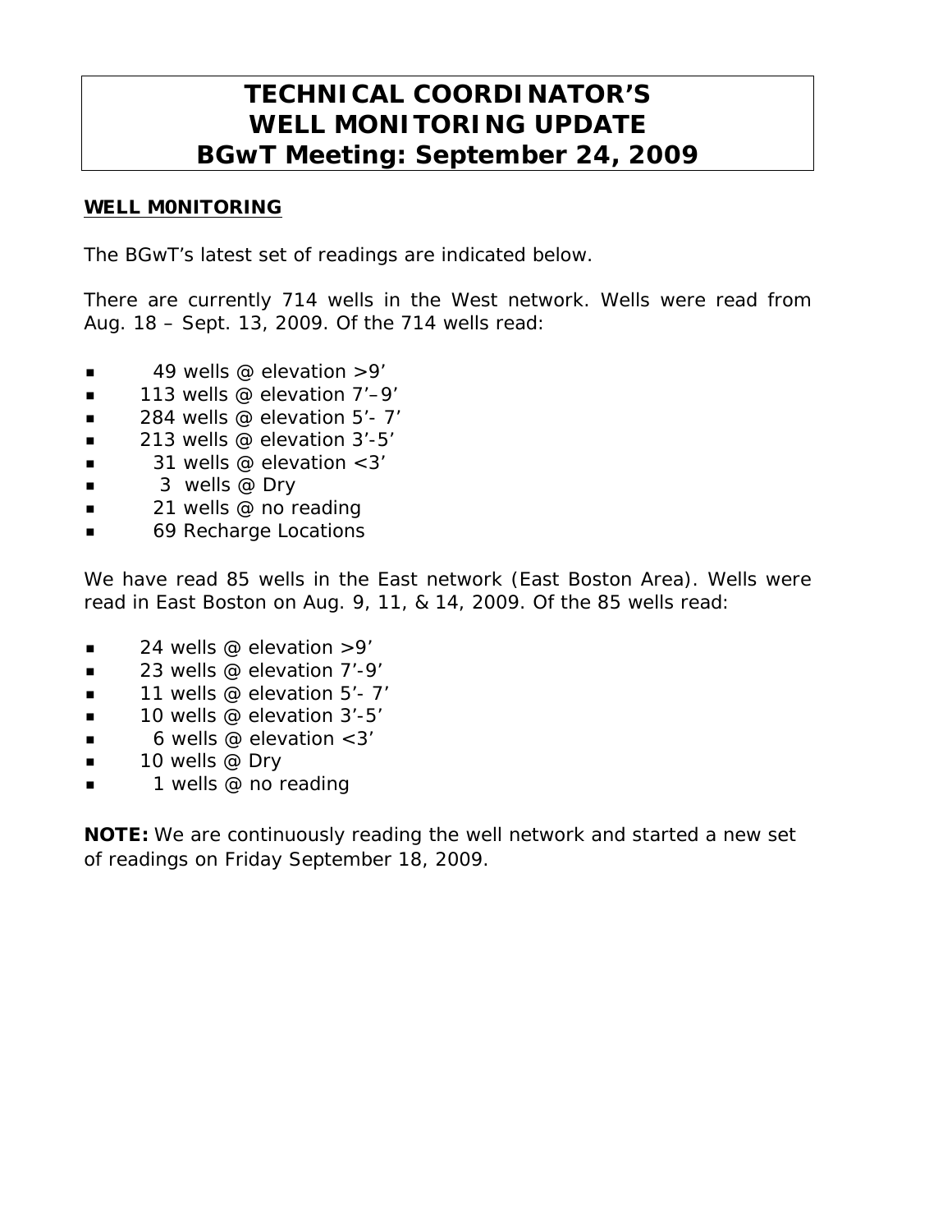# TECHNICAL COORDINATOR'S WELL MONITORING UPDATE BGwT Meeting: September 24, 2009

## WELL M0NITORING

The BGwT's latest set of readings are indicated below.

There are currently 714 wells in the West network. Wells were read from Aug. 18 – Sept. 13, 2009. Of the 714 wells read:

- 49 wells @ elevation >9'
- 113 wells @ elevation 7'–9'
- 284 wells @ elevation 5'- 7'
- 213 wells @ elevation 3'-5'
- 31 wells @ elevation <3'
- 3 wells @ Dry
- 21 wells @ no reading
- 69 Recharge Locations

We have read 85 wells in the East network (East Boston Area). Wells were read in East Boston on Aug. 9, 11, & 14, 2009. Of the 85 wells read:

- 24 wells @ elevation >9'
- 23 wells @ elevation 7'-9'
- 11 wells @ elevation 5'- 7'
- 10 wells @ elevation 3'-5'
- 6 wells @ elevation <3'
- 10 wells @ Dry
- 1 wells @ no reading

**NOTE:** We are continuously reading the well network and started a new set of readings on Friday September 18, 2009.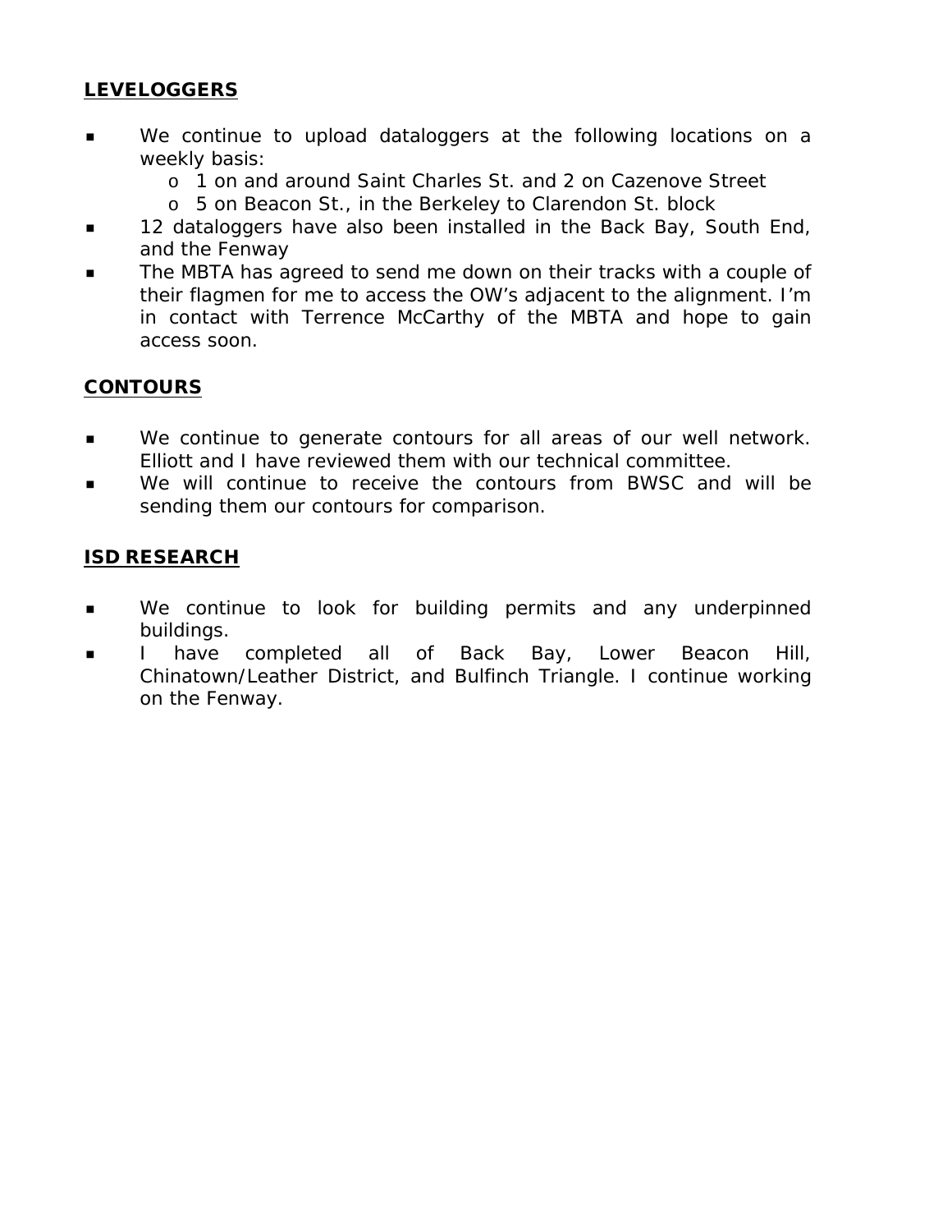**LEVELOGGERS**

- We continue to upload dataloggers at the following locations on a weekly basis:
  - 1 on and around Saint Charles St. and 2 on Cazenove Street
  - 5 on Beacon St., in the Berkeley to Clarendon St. block
- 12 dataloggers have also been installed in the Back Bay, South End, and the Fenway
- The MBTA has agreed to send me down on their tracks with a couple of their flagmen for me to access the OW's adjacent to the alignment. I'm in contact with Terrence McCarthy of the MBTA and hope to gain access soon.

**CONTOURS**

- We continue to generate contours for all areas of our well network. Elliott and I have reviewed them with our technical committee.
- We will continue to receive the contours from BWSC and will be sending them our contours for comparison.

**ISD RESEARCH**

- We continue to look for building permits and any underpinned buildings.
- I have completed all of Back Bay, Lower Beacon Hill, Chinatown/Leather District, and Bulfinch Triangle. I continue working on the Fenway.